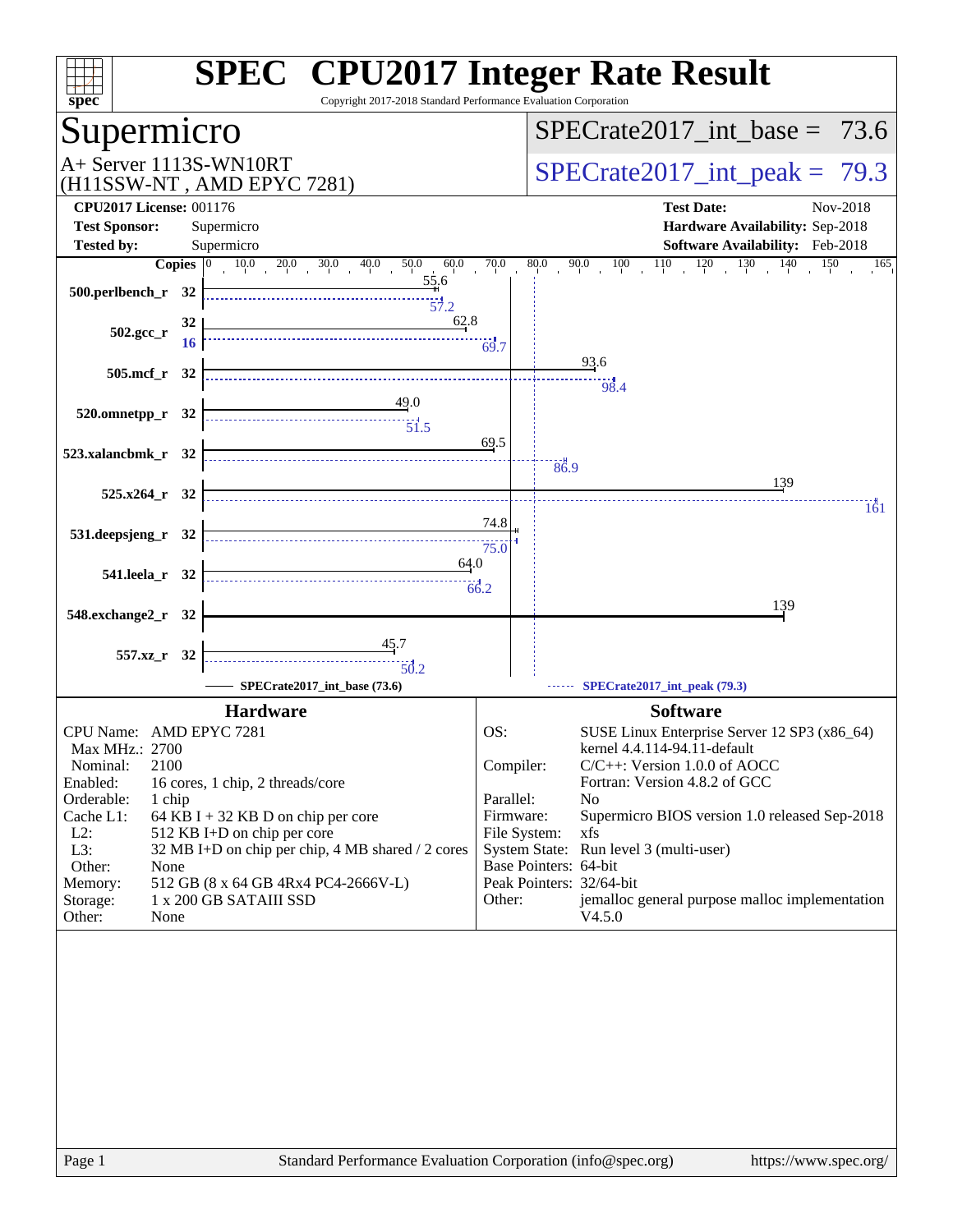# SPEC CPU2017 Integer Rate Result

Copyright 2017-2018 Standard Performance Evaluation Corporation

## Supermicro

A+ Server 1113S-WN10RT
(H11SSW-NT , AMD EPYC 7281)

SPECrate2017_int_base = 73.6

SPECrate2017_int_peak = 79.3

| | | | |
|---|---|---|---|
| **CPU2017 License:** | 001176 | **Test Date:** | Nov-2018 |
| **Test Sponsor:** | Supermicro | **Hardware Availability:** | Sep-2018 |
| **Tested by:** | Supermicro | **Software Availability:** | Feb-2018 |

| Benchmark | Copies | Base | Peak Copies | Peak |
|---|---|---|---|---|
| 500.perlbench_r | 32 | 55.6 | 32 | 57.2 |
| 502.gcc_r | 32 | 62.8 | 16 | 69.7 |
| 505.mcf_r | 32 | 93.6 | 32 | 98.4 |
| 520.omnetpp_r | 32 | 49.0 | 32 | 51.5 |
| 523.xalancbmk_r | 32 | 69.5 | 32 | 86.9 |
| 525.x264_r | 32 | 139 | 32 | 161 |
| 531.deepsjeng_r | 32 | 74.8 | 32 | 75.0 |
| 541.leela_r | 32 | 64.0 | 32 | 66.2 |
| 548.exchange2_r | 32 | 139 | 32 | 139 |
| 557.xz_r | 32 | 45.7 | 32 | 50.2 |

SPECrate2017_int_base (73.6) — SPECrate2017_int_peak (79.3)

### Hardware

| | |
|---|---|
| CPU Name: | AMD EPYC 7281 |
| Max MHz.: | 2700 |
| Nominal: | 2100 |
| Enabled: | 16 cores, 1 chip, 2 threads/core |
| Orderable: | 1 chip |
| Cache L1: | 64 KB I + 32 KB D on chip per core |
| L2: | 512 KB I+D on chip per core |
| L3: | 32 MB I+D on chip per chip, 4 MB shared / 2 cores |
| Other: | None |
| Memory: | 512 GB (8 x 64 GB 4Rx4 PC4-2666V-L) |
| Storage: | 1 x 200 GB SATAIII SSD |
| Other: | None |

### Software

| | |
|---|---|
| OS: | SUSE Linux Enterprise Server 12 SP3 (x86_64) kernel 4.4.114-94.11-default |
| Compiler: | C/C++: Version 1.0.0 of AOCC Fortran: Version 4.8.2 of GCC |
| Parallel: | No |
| Firmware: | Supermicro BIOS version 1.0 released Sep-2018 |
| File System: | xfs |
| System State: | Run level 3 (multi-user) |
| Base Pointers: | 64-bit |
| Peak Pointers: | 32/64-bit |
| Other: | jemalloc general purpose malloc implementation V4.5.0 |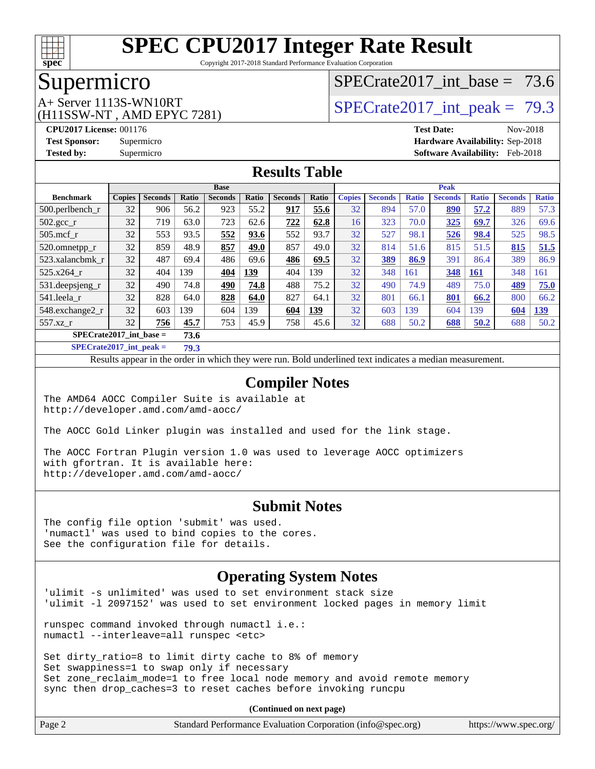# SPEC CPU2017 Integer Rate Result

Copyright 2017-2018 Standard Performance Evaluation Corporation

## Supermicro

A+ Server 1113S-WN10RT
(H11SSW-NT , AMD EPYC 7281)

SPECrate2017_int_base = 73.6

SPECrate2017_int_peak = 79.3

**CPU2017 License:** 001176
**Test Sponsor:** Supermicro
**Tested by:** Supermicro

**Test Date:** Nov-2018
**Hardware Availability:** Sep-2018
**Software Availability:** Feb-2018

## Results Table

| Benchmark | Base | | | | | | | Peak | | | | | | |
|---|---|---|---|---|---|---|---|---|---|---|---|---|---|---|
| | Copies | Seconds | Ratio | Seconds | Ratio | Seconds | Ratio | Copies | Seconds | Ratio | Seconds | Ratio | Seconds | Ratio |
| 500.perlbench_r | 32 | 906 | 56.2 | 923 | 55.2 | **917** | **55.6** | 32 | 894 | 57.0 | **890** | **57.2** | 889 | 57.3 |
| 502.gcc_r | 32 | 719 | 63.0 | 723 | 62.6 | **722** | **62.8** | 16 | 323 | 70.0 | **325** | **69.7** | 326 | 69.6 |
| 505.mcf_r | 32 | 553 | 93.5 | **552** | **93.6** | 552 | 93.7 | 32 | 527 | 98.1 | **526** | **98.4** | 525 | 98.5 |
| 520.omnetpp_r | 32 | 859 | 48.9 | **857** | **49.0** | 857 | 49.0 | 32 | 814 | 51.6 | 815 | 51.5 | **815** | **51.5** |
| 523.xalancbmk_r | 32 | 487 | 69.4 | 486 | 69.6 | **486** | **69.5** | 32 | **389** | **86.9** | 391 | 86.4 | 389 | 86.9 |
| 525.x264_r | 32 | 404 | 139 | **404** | **139** | 404 | 139 | 32 | 348 | 161 | **348** | **161** | 348 | 161 |
| 531.deepsjeng_r | 32 | 490 | 74.8 | **490** | **74.8** | 488 | 75.2 | 32 | 490 | 74.9 | 489 | 75.0 | **489** | **75.0** |
| 541.leela_r | 32 | 828 | 64.0 | **828** | **64.0** | 827 | 64.1 | 32 | 801 | 66.1 | **801** | **66.2** | 800 | 66.2 |
| 548.exchange2_r | 32 | 603 | 139 | 604 | 139 | **604** | **139** | 32 | 603 | 139 | 604 | 139 | **604** | **139** |
| 557.xz_r | 32 | **756** | **45.7** | 753 | 45.9 | 758 | 45.6 | 32 | 688 | 50.2 | **688** | **50.2** | 688 | 50.2 |

**SPECrate2017_int_base = 73.6**

**SPECrate2017_int_peak = 79.3**

Results appear in the order in which they were run. Bold underlined text indicates a median measurement.

## Compiler Notes

```
The AMD64 AOCC Compiler Suite is available at
http://developer.amd.com/amd-aocc/

The AOCC Gold Linker plugin was installed and used for the link stage.

The AOCC Fortran Plugin version 1.0 was used to leverage AOCC optimizers
with gfortran. It is available here:
http://developer.amd.com/amd-aocc/
```

## Submit Notes

```
The config file option 'submit' was used.
'numactl' was used to bind copies to the cores.
See the configuration file for details.
```

## Operating System Notes

```
'ulimit -s unlimited' was used to set environment stack size
'ulimit -l 2097152' was used to set environment locked pages in memory limit

runspec command invoked through numactl i.e.:
numactl --interleave=all runspec <etc>

Set dirty_ratio=8 to limit dirty cache to 8% of memory
Set swappiness=1 to swap only if necessary
Set zone_reclaim_mode=1 to free local node memory and avoid remote memory
sync then drop_caches=3 to reset caches before invoking runcpu
```

**(Continued on next page)**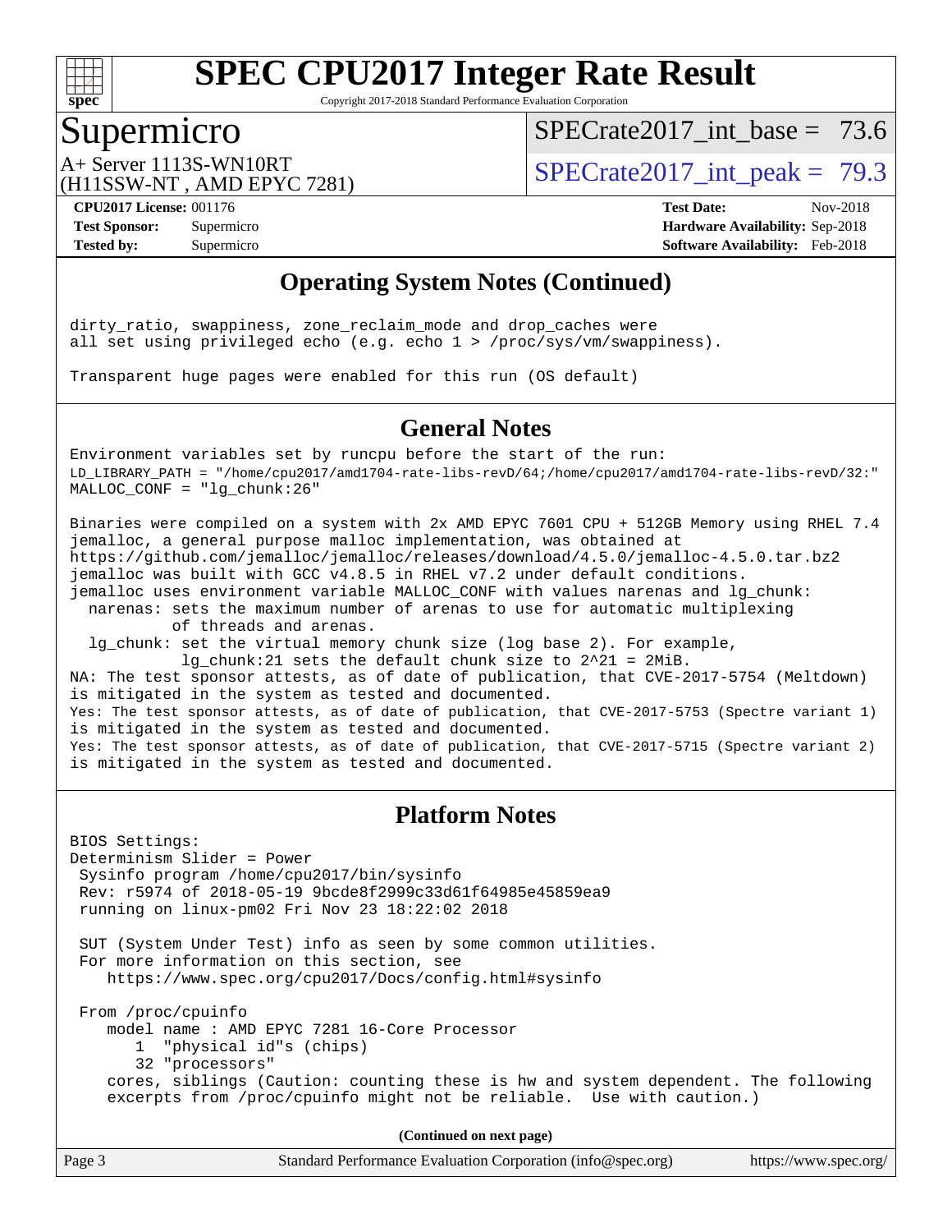## Operating System Notes (Continued)

```
dirty_ratio, swappiness, zone_reclaim_mode and drop_caches were
all set using privileged echo (e.g. echo 1 > /proc/sys/vm/swappiness).

Transparent huge pages were enabled for this run (OS default)
```

## General Notes

```
Environment variables set by runcpu before the start of the run:
LD_LIBRARY_PATH = "/home/cpu2017/amd1704-rate-libs-revD/64;/home/cpu2017/amd1704-rate-libs-revD/32:"
MALLOC_CONF = "lg_chunk:26"

Binaries were compiled on a system with 2x AMD EPYC 7601 CPU + 512GB Memory using RHEL 7.4
jemalloc, a general purpose malloc implementation, was obtained at
https://github.com/jemalloc/jemalloc/releases/download/4.5.0/jemalloc-4.5.0.tar.bz2
jemalloc was built with GCC v4.8.5 in RHEL v7.2 under default conditions.
jemalloc uses environment variable MALLOC_CONF with values narenas and lg_chunk:
  narenas: sets the maximum number of arenas to use for automatic multiplexing
           of threads and arenas.
  lg_chunk: set the virtual memory chunk size (log base 2). For example,
            lg_chunk:21 sets the default chunk size to 2^21 = 2MiB.
NA: The test sponsor attests, as of date of publication, that CVE-2017-5754 (Meltdown)
is mitigated in the system as tested and documented.
Yes: The test sponsor attests, as of date of publication, that CVE-2017-5753 (Spectre variant 1)
is mitigated in the system as tested and documented.
Yes: The test sponsor attests, as of date of publication, that CVE-2017-5715 (Spectre variant 2)
is mitigated in the system as tested and documented.
```

## Platform Notes

```
BIOS Settings:
Determinism Slider = Power
 Sysinfo program /home/cpu2017/bin/sysinfo
 Rev: r5974 of 2018-05-19 9bcde8f2999c33d61f64985e45859ea9
 running on linux-pm02 Fri Nov 23 18:22:02 2018

 SUT (System Under Test) info as seen by some common utilities.
 For more information on this section, see
    https://www.spec.org/cpu2017/Docs/config.html#sysinfo

 From /proc/cpuinfo
    model name : AMD EPYC 7281 16-Core Processor
       1  "physical id"s (chips)
       32 "processors"
    cores, siblings (Caution: counting these is hw and system dependent. The following
    excerpts from /proc/cpuinfo might not be reliable.  Use with caution.)
```

(Continued on next page)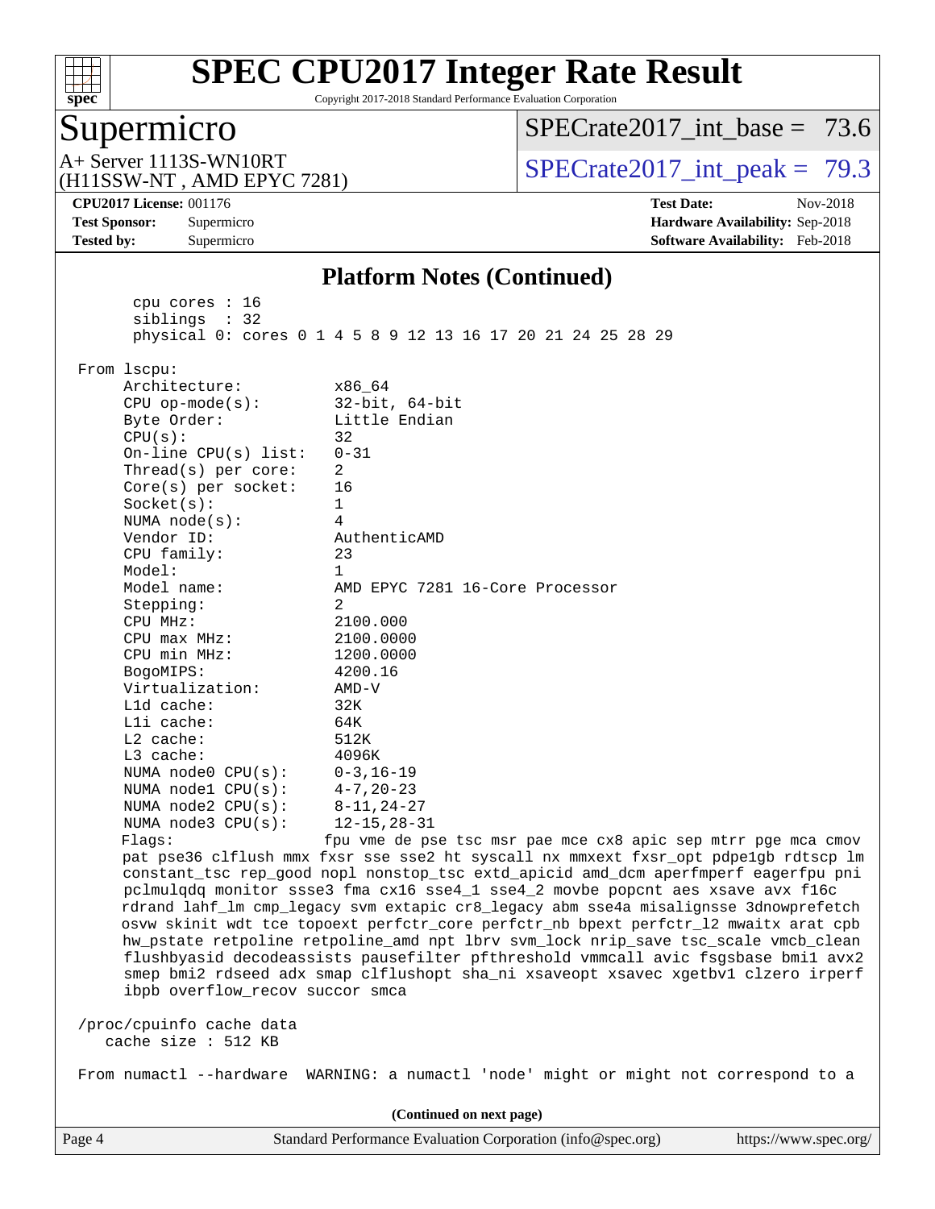## Platform Notes (Continued)

```
       cpu cores : 16
       siblings  : 32
       physical 0: cores 0 1 4 5 8 9 12 13 16 17 20 21 24 25 28 29

 From lscpu:
      Architecture:          x86_64
      CPU op-mode(s):        32-bit, 64-bit
      Byte Order:            Little Endian
      CPU(s):                32
      On-line CPU(s) list:   0-31
      Thread(s) per core:    2
      Core(s) per socket:    16
      Socket(s):             1
      NUMA node(s):          4
      Vendor ID:             AuthenticAMD
      CPU family:            23
      Model:                 1
      Model name:            AMD EPYC 7281 16-Core Processor
      Stepping:              2
      CPU MHz:               2100.000
      CPU max MHz:           2100.0000
      CPU min MHz:           1200.0000
      BogoMIPS:              4200.16
      Virtualization:        AMD-V
      L1d cache:             32K
      L1i cache:             64K
      L2 cache:              512K
      L3 cache:              4096K
      NUMA node0 CPU(s):     0-3,16-19
      NUMA node1 CPU(s):     4-7,20-23
      NUMA node2 CPU(s):     8-11,24-27
      NUMA node3 CPU(s):     12-15,28-31
      Flags:                 fpu vme de pse tsc msr pae mce cx8 apic sep mtrr pge mca cmov
      pat pse36 clflush mmx fxsr sse sse2 ht syscall nx mmxext fxsr_opt pdpe1gb rdtscp lm
      constant_tsc rep_good nopl nonstop_tsc extd_apicid amd_dcm aperfmperf eagerfpu pni
      pclmulqdq monitor ssse3 fma cx16 sse4_1 sse4_2 movbe popcnt aes xsave avx f16c
      rdrand lahf_lm cmp_legacy svm extapic cr8_legacy abm sse4a misalignsse 3dnowprefetch
      osvw skinit wdt tce topoext perfctr_core perfctr_nb bpext perfctr_l2 mwaitx arat cpb
      hw_pstate retpoline retpoline_amd npt lbrv svm_lock nrip_save tsc_scale vmcb_clean
      flushbyasid decodeassists pausefilter pfthreshold vmmcall avic fsgsbase bmi1 avx2
      smep bmi2 rdseed adx smap clflushopt sha_ni xsaveopt xsavec xgetbv1 clzero irperf
      ibpb overflow_recov succor smca

 /proc/cpuinfo cache data
    cache size : 512 KB

 From numactl --hardware  WARNING: a numactl 'node' might or might not correspond to a
```

(Continued on next page)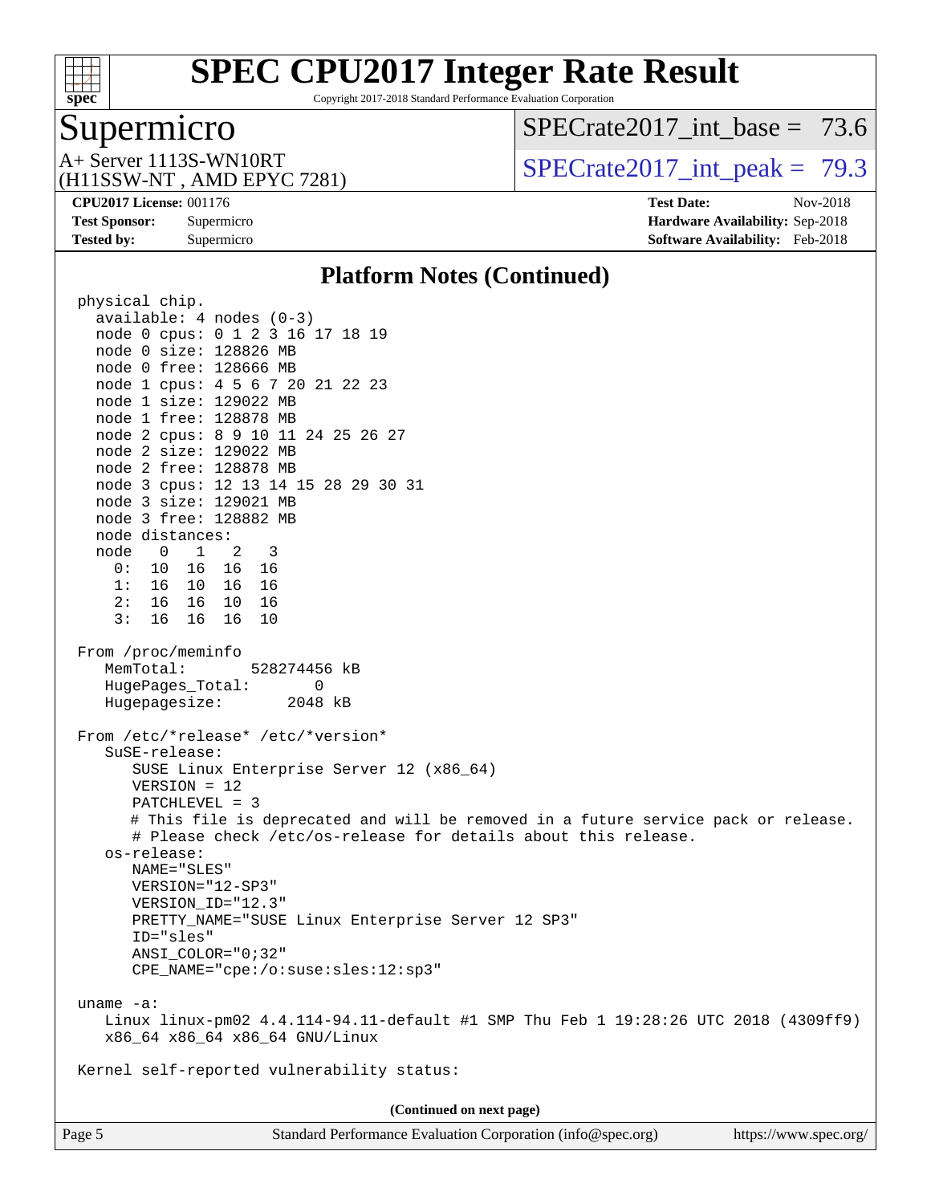# SPEC CPU2017 Integer Rate Result

Copyright 2017-2018 Standard Performance Evaluation Corporation

## Supermicro

A+ Server 1113S-WN10RT
(H11SSW-NT , AMD EPYC 7281)

SPECrate2017_int_base = 73.6

SPECrate2017_int_peak = 79.3

**CPU2017 License:** 001176
**Test Sponsor:** Supermicro
**Tested by:** Supermicro

**Test Date:** Nov-2018
**Hardware Availability:** Sep-2018
**Software Availability:** Feb-2018

### Platform Notes (Continued)

```
physical chip.
  available: 4 nodes (0-3)
  node 0 cpus: 0 1 2 3 16 17 18 19
  node 0 size: 128826 MB
  node 0 free: 128666 MB
  node 1 cpus: 4 5 6 7 20 21 22 23
  node 1 size: 129022 MB
  node 1 free: 128878 MB
  node 2 cpus: 8 9 10 11 24 25 26 27
  node 2 size: 129022 MB
  node 2 free: 128878 MB
  node 3 cpus: 12 13 14 15 28 29 30 31
  node 3 size: 129021 MB
  node 3 free: 128882 MB
  node distances:
  node   0   1   2   3
    0:  10  16  16  16
    1:  16  10  16  16
    2:  16  16  10  16
    3:  16  16  16  10

From /proc/meminfo
   MemTotal:       528274456 kB
   HugePages_Total:       0
   Hugepagesize:       2048 kB

From /etc/*release* /etc/*version*
   SuSE-release:
      SUSE Linux Enterprise Server 12 (x86_64)
      VERSION = 12
      PATCHLEVEL = 3
      # This file is deprecated and will be removed in a future service pack or release.
      # Please check /etc/os-release for details about this release.
   os-release:
      NAME="SLES"
      VERSION="12-SP3"
      VERSION_ID="12.3"
      PRETTY_NAME="SUSE Linux Enterprise Server 12 SP3"
      ID="sles"
      ANSI_COLOR="0;32"
      CPE_NAME="cpe:/o:suse:sles:12:sp3"

uname -a:
   Linux linux-pm02 4.4.114-94.11-default #1 SMP Thu Feb 1 19:28:26 UTC 2018 (4309ff9)
   x86_64 x86_64 x86_64 GNU/Linux

Kernel self-reported vulnerability status:
```

(Continued on next page)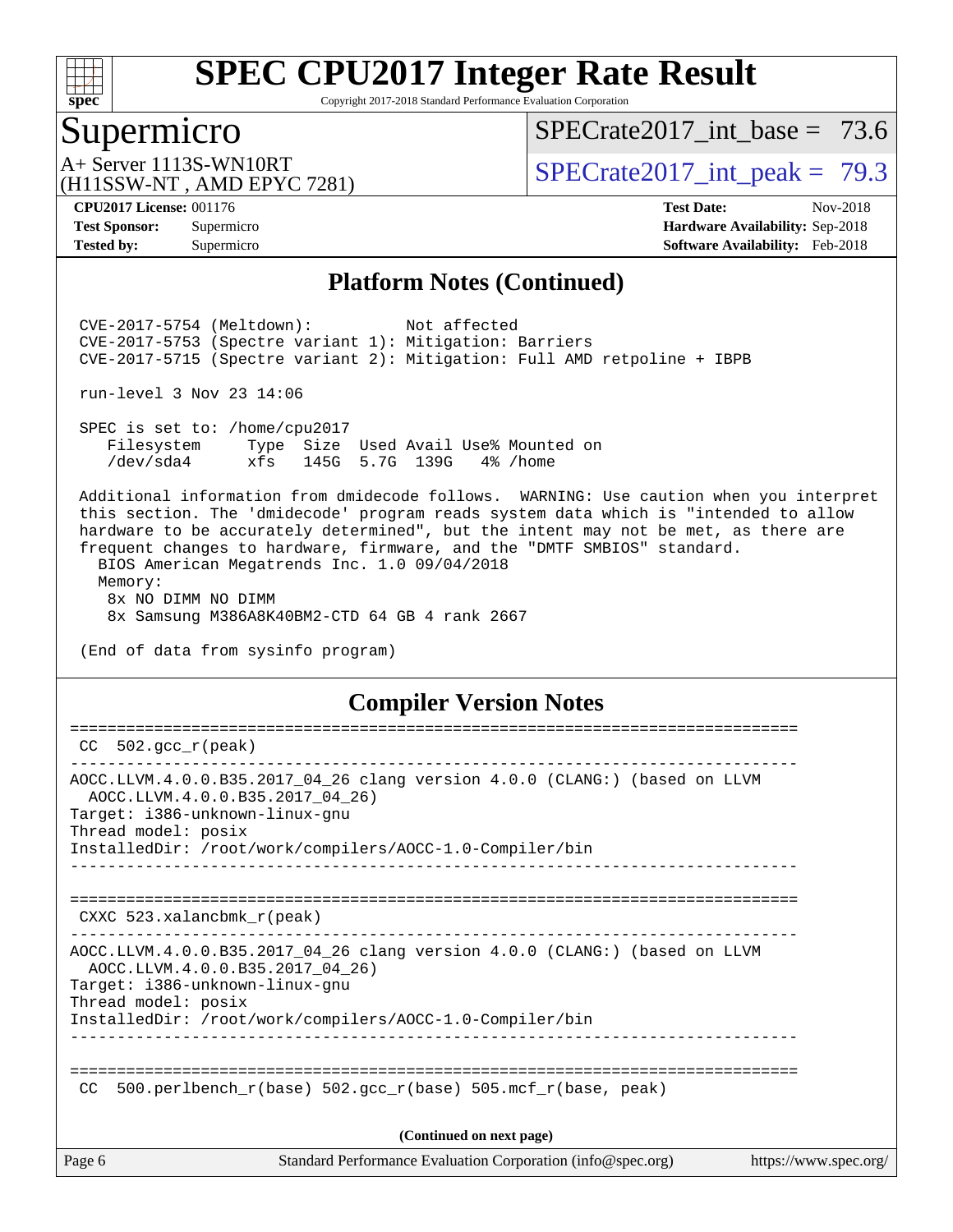# SPEC CPU2017 Integer Rate Result

Copyright 2017-2018 Standard Performance Evaluation Corporation

## Supermicro

A+ Server 1113S-WN10RT
(H11SSW-NT , AMD EPYC 7281)

SPECrate2017_int_base = 73.6

SPECrate2017_int_peak = 79.3

**CPU2017 License:** 001176
**Test Sponsor:** Supermicro
**Tested by:** Supermicro

**Test Date:** Nov-2018
**Hardware Availability:** Sep-2018
**Software Availability:** Feb-2018

## Platform Notes (Continued)

```
 CVE-2017-5754 (Meltdown):          Not affected
 CVE-2017-5753 (Spectre variant 1): Mitigation: Barriers
 CVE-2017-5715 (Spectre variant 2): Mitigation: Full AMD retpoline + IBPB

run-level 3 Nov 23 14:06

SPEC is set to: /home/cpu2017
   Filesystem     Type  Size  Used Avail Use% Mounted on
   /dev/sda4      xfs   145G  5.7G  139G   4% /home

Additional information from dmidecode follows.  WARNING: Use caution when you interpret
this section. The 'dmidecode' program reads system data which is "intended to allow
hardware to be accurately determined", but the intent may not be met, as there are
frequent changes to hardware, firmware, and the "DMTF SMBIOS" standard.
  BIOS American Megatrends Inc. 1.0 09/04/2018
  Memory:
    8x NO DIMM NO DIMM
    8x Samsung M386A8K40BM2-CTD 64 GB 4 rank 2667

(End of data from sysinfo program)
```

## Compiler Version Notes

```
==============================================================================
 CC  502.gcc_r(peak)
------------------------------------------------------------------------------
AOCC.LLVM.4.0.0.B35.2017_04_26 clang version 4.0.0 (CLANG:) (based on LLVM
  AOCC.LLVM.4.0.0.B35.2017_04_26)
Target: i386-unknown-linux-gnu
Thread model: posix
InstalledDir: /root/work/compilers/AOCC-1.0-Compiler/bin
------------------------------------------------------------------------------

==============================================================================
 CXXC 523.xalancbmk_r(peak)
------------------------------------------------------------------------------
AOCC.LLVM.4.0.0.B35.2017_04_26 clang version 4.0.0 (CLANG:) (based on LLVM
  AOCC.LLVM.4.0.0.B35.2017_04_26)
Target: i386-unknown-linux-gnu
Thread model: posix
InstalledDir: /root/work/compilers/AOCC-1.0-Compiler/bin
------------------------------------------------------------------------------

==============================================================================
 CC  500.perlbench_r(base) 502.gcc_r(base) 505.mcf_r(base, peak)
```

(Continued on next page)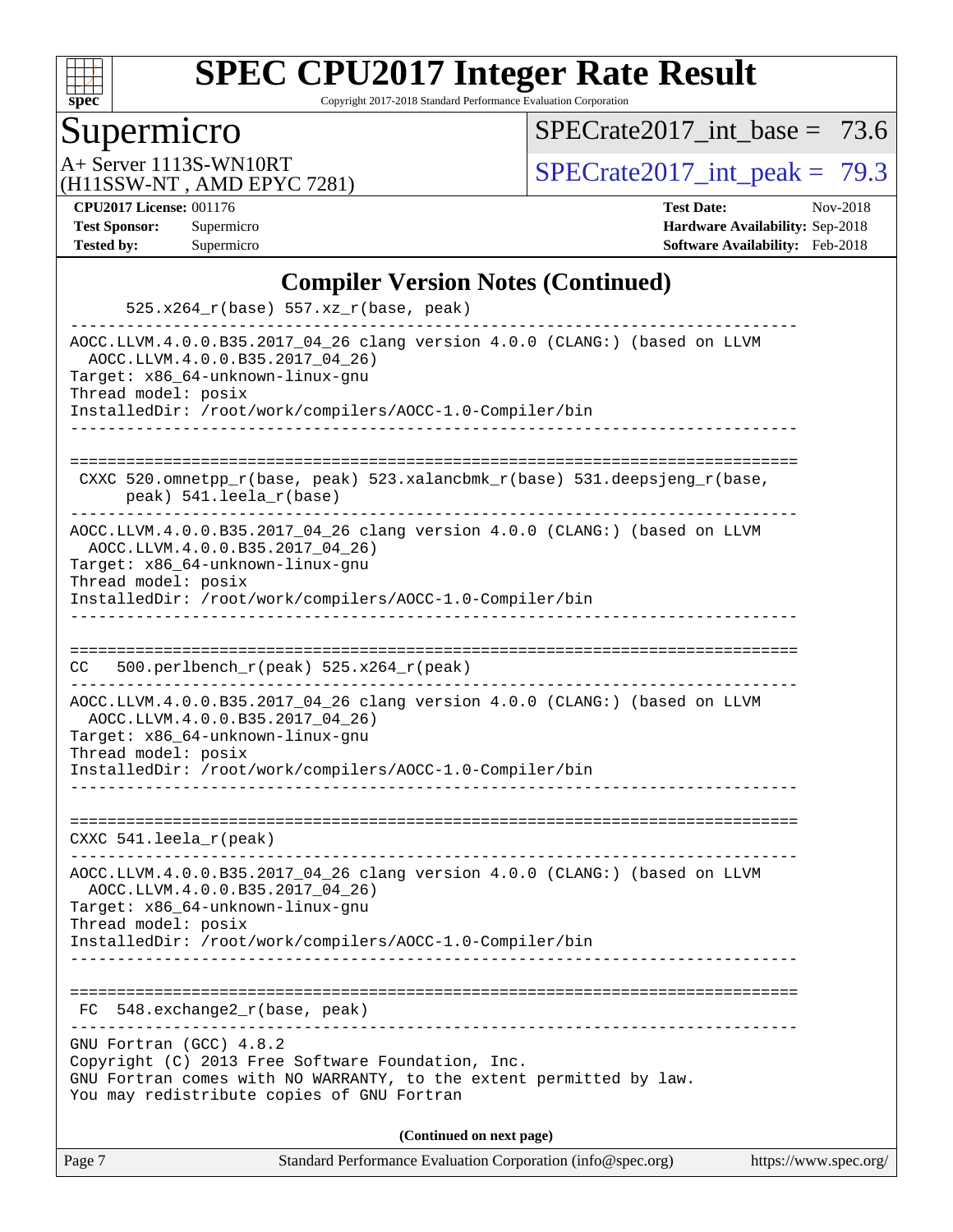## Compiler Version Notes (Continued)

```
      525.x264_r(base) 557.xz_r(base, peak)
------------------------------------------------------------------------------
AOCC.LLVM.4.0.0.B35.2017_04_26 clang version 4.0.0 (CLANG:) (based on LLVM
  AOCC.LLVM.4.0.0.B35.2017_04_26)
Target: x86_64-unknown-linux-gnu
Thread model: posix
InstalledDir: /root/work/compilers/AOCC-1.0-Compiler/bin
------------------------------------------------------------------------------

==============================================================================
 CXXC 520.omnetpp_r(base, peak) 523.xalancbmk_r(base) 531.deepsjeng_r(base,
      peak) 541.leela_r(base)
------------------------------------------------------------------------------
AOCC.LLVM.4.0.0.B35.2017_04_26 clang version 4.0.0 (CLANG:) (based on LLVM
  AOCC.LLVM.4.0.0.B35.2017_04_26)
Target: x86_64-unknown-linux-gnu
Thread model: posix
InstalledDir: /root/work/compilers/AOCC-1.0-Compiler/bin
------------------------------------------------------------------------------

==============================================================================
CC   500.perlbench_r(peak) 525.x264_r(peak)
------------------------------------------------------------------------------
AOCC.LLVM.4.0.0.B35.2017_04_26 clang version 4.0.0 (CLANG:) (based on LLVM
  AOCC.LLVM.4.0.0.B35.2017_04_26)
Target: x86_64-unknown-linux-gnu
Thread model: posix
InstalledDir: /root/work/compilers/AOCC-1.0-Compiler/bin
------------------------------------------------------------------------------

==============================================================================
CXXC 541.leela_r(peak)
------------------------------------------------------------------------------
AOCC.LLVM.4.0.0.B35.2017_04_26 clang version 4.0.0 (CLANG:) (based on LLVM
  AOCC.LLVM.4.0.0.B35.2017_04_26)
Target: x86_64-unknown-linux-gnu
Thread model: posix
InstalledDir: /root/work/compilers/AOCC-1.0-Compiler/bin
------------------------------------------------------------------------------

==============================================================================
 FC  548.exchange2_r(base, peak)
------------------------------------------------------------------------------
GNU Fortran (GCC) 4.8.2
Copyright (C) 2013 Free Software Foundation, Inc.
GNU Fortran comes with NO WARRANTY, to the extent permitted by law.
You may redistribute copies of GNU Fortran
```

**(Continued on next page)**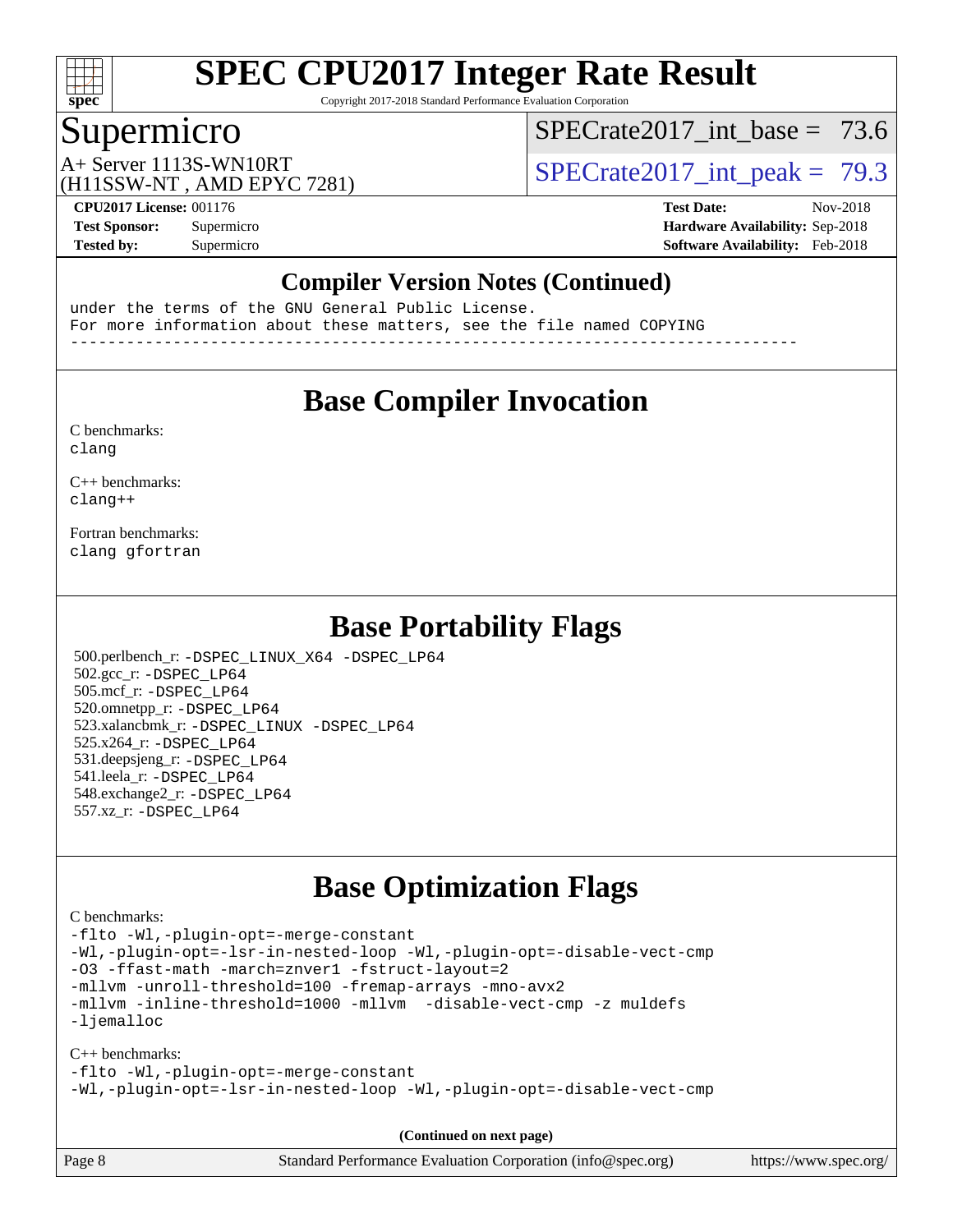### Compiler Version Notes (Continued)

```
under the terms of the GNU General Public License.
For more information about these matters, see the file named COPYING
------------------------------------------------------------------------------
```

## Base Compiler Invocation

C benchmarks:
clang

C++ benchmarks:
clang++

Fortran benchmarks:
clang gfortran

## Base Portability Flags

500.perlbench_r: -DSPEC_LINUX_X64 -DSPEC_LP64
502.gcc_r: -DSPEC_LP64
505.mcf_r: -DSPEC_LP64
520.omnetpp_r: -DSPEC_LP64
523.xalancbmk_r: -DSPEC_LINUX -DSPEC_LP64
525.x264_r: -DSPEC_LP64
531.deepsjeng_r: -DSPEC_LP64
541.leela_r: -DSPEC_LP64
548.exchange2_r: -DSPEC_LP64
557.xz_r: -DSPEC_LP64

## Base Optimization Flags

C benchmarks:

```
-flto -Wl,-plugin-opt=-merge-constant
-Wl,-plugin-opt=-lsr-in-nested-loop -Wl,-plugin-opt=-disable-vect-cmp
-O3 -ffast-math -march=znver1 -fstruct-layout=2
-mllvm -unroll-threshold=100 -fremap-arrays -mno-avx2
-mllvm -inline-threshold=1000 -mllvm  -disable-vect-cmp -z muldefs
-ljemalloc
```

C++ benchmarks:

```
-flto -Wl,-plugin-opt=-merge-constant
-Wl,-plugin-opt=-lsr-in-nested-loop -Wl,-plugin-opt=-disable-vect-cmp
```

**(Continued on next page)**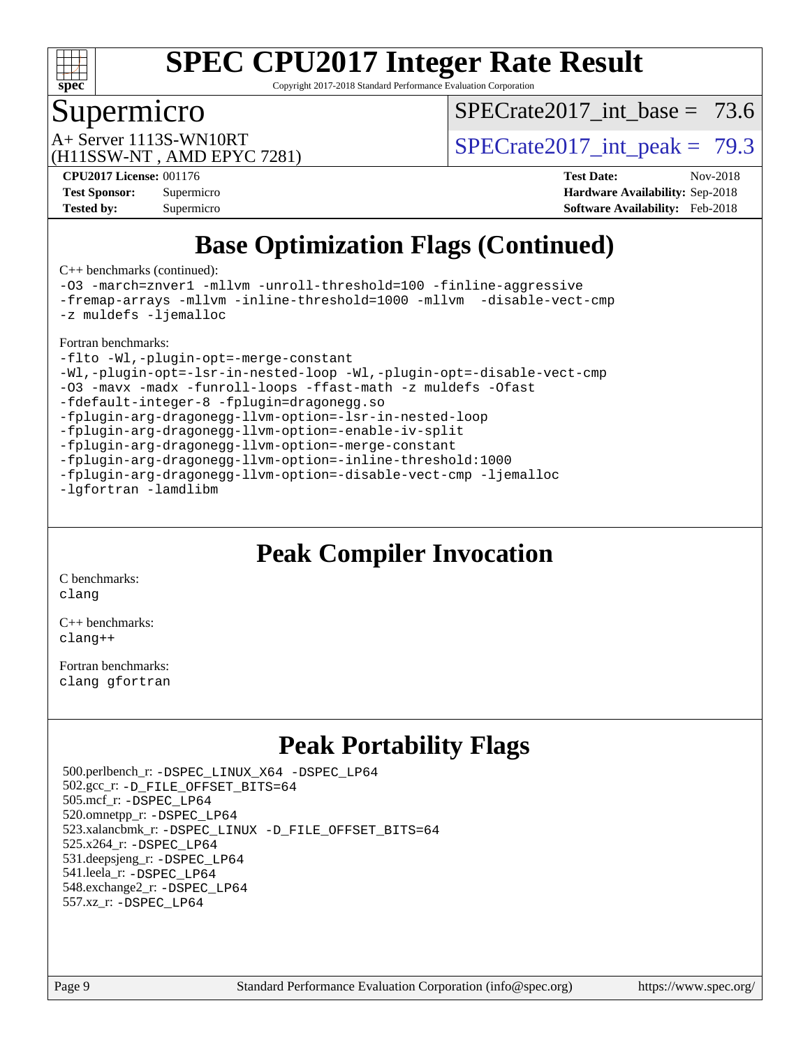# SPEC CPU2017 Integer Rate Result

Copyright 2017-2018 Standard Performance Evaluation Corporation

## Supermicro

A+ Server 1113S-WN10RT
(H11SSW-NT , AMD EPYC 7281)

SPECrate2017_int_base = 73.6

SPECrate2017_int_peak = 79.3

**CPU2017 License:** 001176
**Test Sponsor:** Supermicro
**Tested by:** Supermicro

**Test Date:** Nov-2018
**Hardware Availability:** Sep-2018
**Software Availability:** Feb-2018

## Base Optimization Flags (Continued)

C++ benchmarks (continued):

```
-O3 -march=znver1 -mllvm -unroll-threshold=100 -finline-aggressive
-fremap-arrays -mllvm -inline-threshold=1000 -mllvm  -disable-vect-cmp
-z muldefs -ljemalloc
```

Fortran benchmarks:

```
-flto -Wl,-plugin-opt=-merge-constant
-Wl,-plugin-opt=-lsr-in-nested-loop -Wl,-plugin-opt=-disable-vect-cmp
-O3 -mavx -madx -funroll-loops -ffast-math -z muldefs -Ofast
-fdefault-integer-8 -fplugin=dragonegg.so
-fplugin-arg-dragonegg-llvm-option=-lsr-in-nested-loop
-fplugin-arg-dragonegg-llvm-option=-enable-iv-split
-fplugin-arg-dragonegg-llvm-option=-merge-constant
-fplugin-arg-dragonegg-llvm-option=-inline-threshold:1000
-fplugin-arg-dragonegg-llvm-option=-disable-vect-cmp -ljemalloc
-lgfortran -lamdlibm
```

## Peak Compiler Invocation

C benchmarks:
`clang`

C++ benchmarks:
`clang++`

Fortran benchmarks:
`clang gfortran`

## Peak Portability Flags

500.perlbench_r: `-DSPEC_LINUX_X64 -DSPEC_LP64`
502.gcc_r: `-D_FILE_OFFSET_BITS=64`
505.mcf_r: `-DSPEC_LP64`
520.omnetpp_r: `-DSPEC_LP64`
523.xalancbmk_r: `-DSPEC_LINUX -D_FILE_OFFSET_BITS=64`
525.x264_r: `-DSPEC_LP64`
531.deepsjeng_r: `-DSPEC_LP64`
541.leela_r: `-DSPEC_LP64`
548.exchange2_r: `-DSPEC_LP64`
557.xz_r: `-DSPEC_LP64`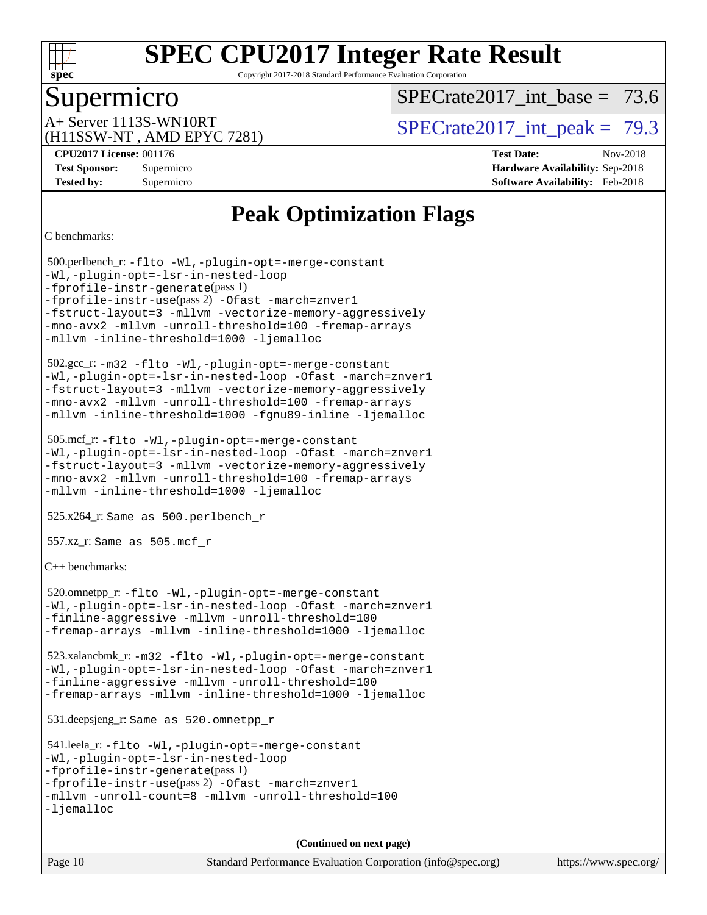# SPEC CPU2017 Integer Rate Result

Copyright 2017-2018 Standard Performance Evaluation Corporation

## Supermicro

A+ Server 1113S-WN10RT
(H11SSW-NT , AMD EPYC 7281)

SPECrate2017_int_base = 73.6

SPECrate2017_int_peak = 79.3

**CPU2017 License:** 001176
**Test Sponsor:** Supermicro
**Tested by:** Supermicro

**Test Date:** Nov-2018
**Hardware Availability:** Sep-2018
**Software Availability:** Feb-2018

## Peak Optimization Flags

C benchmarks:

500.perlbench_r: `-flto -Wl,-plugin-opt=-merge-constant -Wl,-plugin-opt=-lsr-in-nested-loop -fprofile-instr-generate`(pass 1) `-fprofile-instr-use`(pass 2) `-Ofast -march=znver1 -fstruct-layout=3 -mllvm -vectorize-memory-aggressively -mno-avx2 -mllvm -unroll-threshold=100 -fremap-arrays -mllvm -inline-threshold=1000 -ljemalloc`

502.gcc_r: `-m32 -flto -Wl,-plugin-opt=-merge-constant -Wl,-plugin-opt=-lsr-in-nested-loop -Ofast -march=znver1 -fstruct-layout=3 -mllvm -vectorize-memory-aggressively -mno-avx2 -mllvm -unroll-threshold=100 -fremap-arrays -mllvm -inline-threshold=1000 -fgnu89-inline -ljemalloc`

505.mcf_r: `-flto -Wl,-plugin-opt=-merge-constant -Wl,-plugin-opt=-lsr-in-nested-loop -Ofast -march=znver1 -fstruct-layout=3 -mllvm -vectorize-memory-aggressively -mno-avx2 -mllvm -unroll-threshold=100 -fremap-arrays -mllvm -inline-threshold=1000 -ljemalloc`

525.x264_r: Same as 500.perlbench_r

557.xz_r: Same as 505.mcf_r

C++ benchmarks:

520.omnetpp_r: `-flto -Wl,-plugin-opt=-merge-constant -Wl,-plugin-opt=-lsr-in-nested-loop -Ofast -march=znver1 -finline-aggressive -mllvm -unroll-threshold=100 -fremap-arrays -mllvm -inline-threshold=1000 -ljemalloc`

523.xalancbmk_r: `-m32 -flto -Wl,-plugin-opt=-merge-constant -Wl,-plugin-opt=-lsr-in-nested-loop -Ofast -march=znver1 -finline-aggressive -mllvm -unroll-threshold=100 -fremap-arrays -mllvm -inline-threshold=1000 -ljemalloc`

531.deepsjeng_r: Same as 520.omnetpp_r

541.leela_r: `-flto -Wl,-plugin-opt=-merge-constant -Wl,-plugin-opt=-lsr-in-nested-loop -fprofile-instr-generate`(pass 1) `-fprofile-instr-use`(pass 2) `-Ofast -march=znver1 -mllvm -unroll-count=8 -mllvm -unroll-threshold=100 -ljemalloc`

**(Continued on next page)**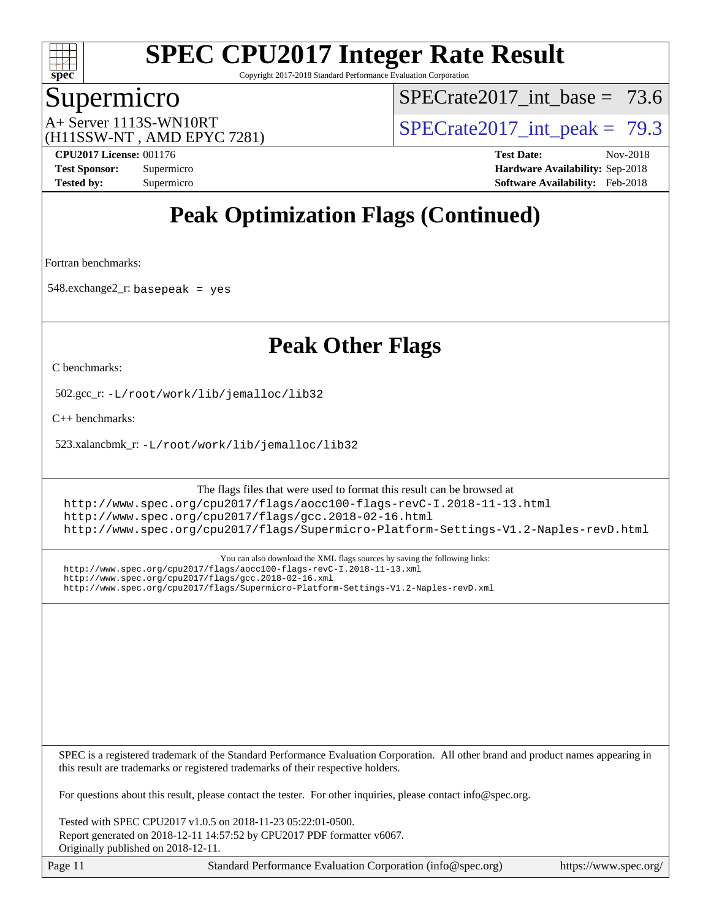## Peak Optimization Flags (Continued)

Fortran benchmarks:

548.exchange2_r: `basepeak = yes`

## Peak Other Flags

C benchmarks:

502.gcc_r: `-L/root/work/lib/jemalloc/lib32`

C++ benchmarks:

523.xalancbmk_r: `-L/root/work/lib/jemalloc/lib32`

The flags files that were used to format this result can be browsed at
http://www.spec.org/cpu2017/flags/aocc100-flags-revC-I.2018-11-13.html
http://www.spec.org/cpu2017/flags/gcc.2018-02-16.html
http://www.spec.org/cpu2017/flags/Supermicro-Platform-Settings-V1.2-Naples-revD.html

You can also download the XML flags sources by saving the following links:
http://www.spec.org/cpu2017/flags/aocc100-flags-revC-I.2018-11-13.xml
http://www.spec.org/cpu2017/flags/gcc.2018-02-16.xml
http://www.spec.org/cpu2017/flags/Supermicro-Platform-Settings-V1.2-Naples-revD.xml

SPEC is a registered trademark of the Standard Performance Evaluation Corporation. All other brand and product names appearing in this result are trademarks or registered trademarks of their respective holders.

For questions about this result, please contact the tester. For other inquiries, please contact info@spec.org.

Tested with SPEC CPU2017 v1.0.5 on 2018-11-23 05:22:01-0500.
Report generated on 2018-12-11 14:57:52 by CPU2017 PDF formatter v6067.
Originally published on 2018-12-11.